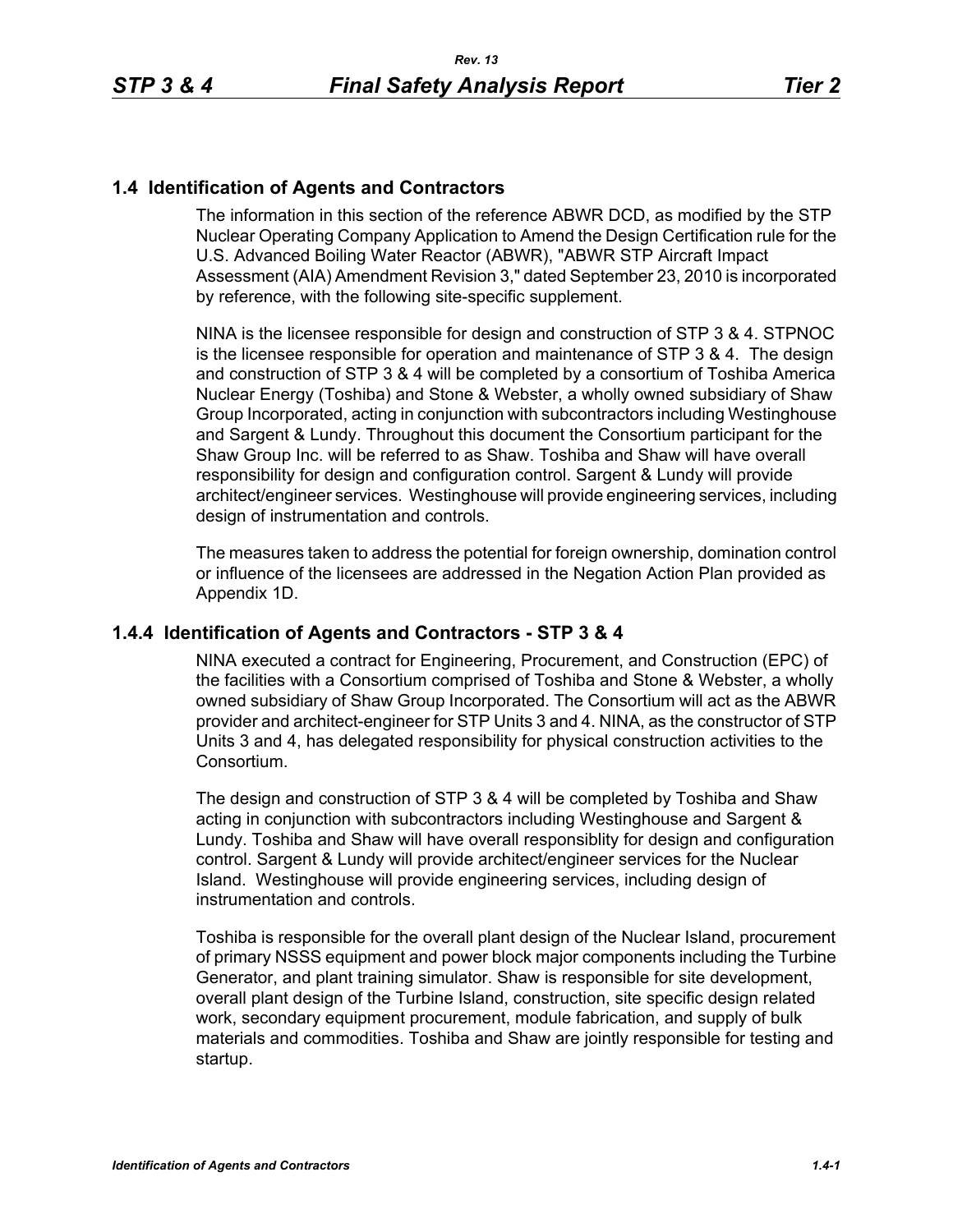## 1.4 Identification of Agents and Contractors

The information in this section of the reference ABWR DCD, as modified by the STP Nuclear Operating Company Application to Amend the Design Certification rule for the U.S. Advanced Boiling Water Reactor (ABWR), "ABWR STP Aircraft Impact Assessment (AIA) Amendment Revision 3," dated September 23, 2010 is incorporated by reference, with the following site-specific supplement.

NINA is the licensee responsible for design and construction of STP 3 & 4. STPNOC is the licensee responsible for operation and maintenance of STP 3 & 4. The design and construction of STP 3 & 4 will be completed by a consortium of Toshiba America Nuclear Energy (Toshiba) and Stone & Webster, a wholly owned subsidiary of Shaw Group Incorporated, acting in conjunction with subcontractors including Westinghouse and Sargent & Lundy. Throughout this document the Consortium participant for the Shaw Group Inc. will be referred to as Shaw. Toshiba and Shaw will have overall responsibility for design and configuration control. Sargent & Lundy will provide architect/engineer services. Westinghouse will provide engineering services, including design of instrumentation and controls.

The measures taken to address the potential for foreign ownership, domination control or influence of the licensees are addressed in the Negation Action Plan provided as Appendix 1D.

### 1.4.4 Identification of Agents and Contractors - STP 3 & 4

NINA executed a contract for Engineering, Procurement, and Construction (EPC) of the facilities with a Consortium comprised of Toshiba and Stone & Webster, a wholly owned subsidiary of Shaw Group Incorporated. The Consortium will act as the ABWR provider and architect-engineer for STP Units 3 and 4. NINA, as the constructor of STP Units 3 and 4, has delegated responsibility for physical construction activities to the Consortium.

The design and construction of STP 3 & 4 will be completed by Toshiba and Shaw acting in conjunction with subcontractors including Westinghouse and Sargent & Lundy. Toshiba and Shaw will have overall responsiblity for design and configuration control. Sargent & Lundy will provide architect/engineer services for the Nuclear Island. Westinghouse will provide engineering services, including design of instrumentation and controls.

Toshiba is responsible for the overall plant design of the Nuclear Island, procurement of primary NSSS equipment and power block major components including the Turbine Generator, and plant training simulator. Shaw is responsible for site development, overall plant design of the Turbine Island, construction, site specific design related work, secondary equipment procurement, module fabrication, and supply of bulk materials and commodities. Toshiba and Shaw are jointly responsible for testing and startup.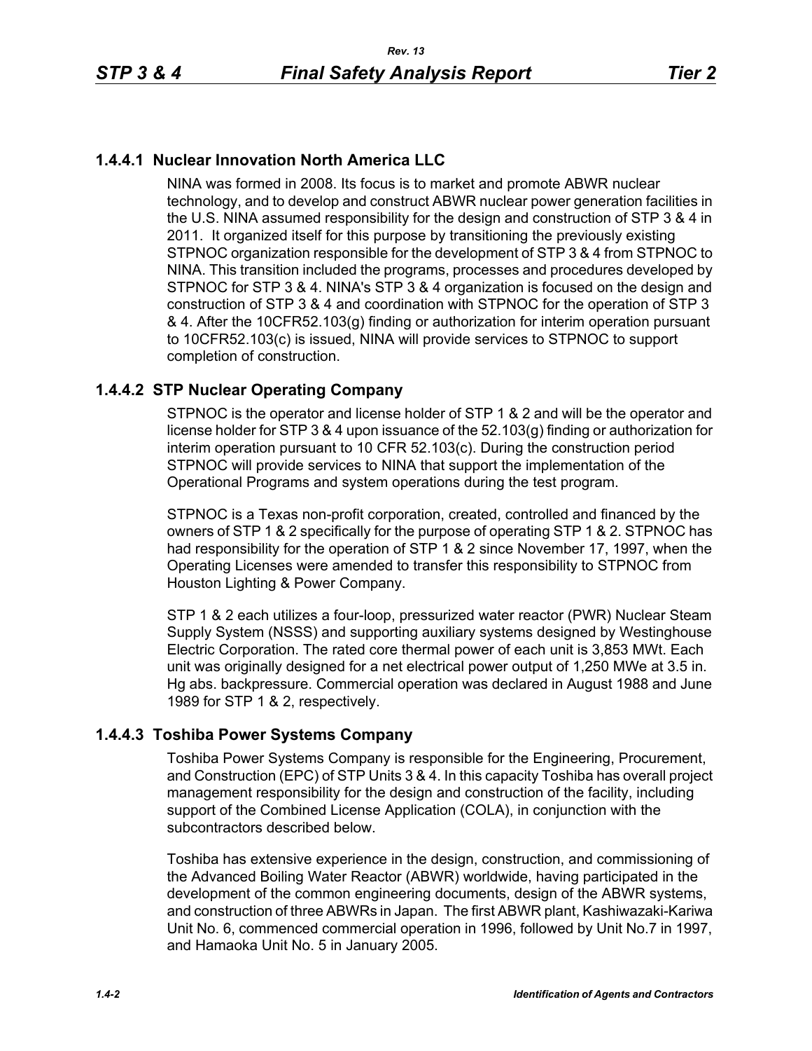### 1.4.4.1 Nuclear Innovation North America LLC

NINA was formed in 2008. Its focus is to market and promote ABWR nuclear technology, and to develop and construct ABWR nuclear power generation facilities in the U.S. NINA assumed responsibility for the design and construction of STP 3 & 4 in 2011. It organized itself for this purpose by transitioning the previously existing STPNOC organization responsible for the development of STP 3 & 4 from STPNOC to NINA. This transition included the programs, processes and procedures developed by STPNOC for STP 3 & 4. NINA's STP 3 & 4 organization is focused on the design and construction of STP 3 & 4 and coordination with STPNOC for the operation of STP 3 & 4. After the 10CFR52.103(g) finding or authorization for interim operation pursuant to 10CFR52.103(c) is issued, NINA will provide services to STPNOC to support completion of construction.

### 1.4.4.2 STP Nuclear Operating Company

STPNOC is the operator and license holder of STP 1 & 2 and will be the operator and license holder for STP 3 & 4 upon issuance of the 52.103(g) finding or authorization for interim operation pursuant to 10 CFR 52.103(c). During the construction period STPNOC will provide services to NINA that support the implementation of the Operational Programs and system operations during the test program.

STPNOC is a Texas non-profit corporation, created, controlled and financed by the owners of STP 1 & 2 specifically for the purpose of operating STP 1 & 2. STPNOC has had responsibility for the operation of STP 1 & 2 since November 17, 1997, when the Operating Licenses were amended to transfer this responsibility to STPNOC from Houston Lighting & Power Company.

STP 1 & 2 each utilizes a four-loop, pressurized water reactor (PWR) Nuclear Steam Supply System (NSSS) and supporting auxiliary systems designed by Westinghouse Electric Corporation. The rated core thermal power of each unit is 3,853 MWt. Each unit was originally designed for a net electrical power output of 1,250 MWe at 3.5 in. Hg abs. backpressure. Commercial operation was declared in August 1988 and June 1989 for STP 1 & 2, respectively.

### 1.4.4.3 Toshiba Power Systems Company

Toshiba Power Systems Company is responsible for the Engineering, Procurement, and Construction (EPC) of STP Units 3 & 4. In this capacity Toshiba has overall project management responsibility for the design and construction of the facility, including support of the Combined License Application (COLA), in conjunction with the subcontractors described below.

Toshiba has extensive experience in the design, construction, and commissioning of the Advanced Boiling Water Reactor (ABWR) worldwide, having participated in the development of the common engineering documents, design of the ABWR systems, and construction of three ABWRs in Japan. The first ABWR plant, Kashiwazaki-Kariwa Unit No. 6, commenced commercial operation in 1996, followed by Unit No.7 in 1997, and Hamaoka Unit No. 5 in January 2005.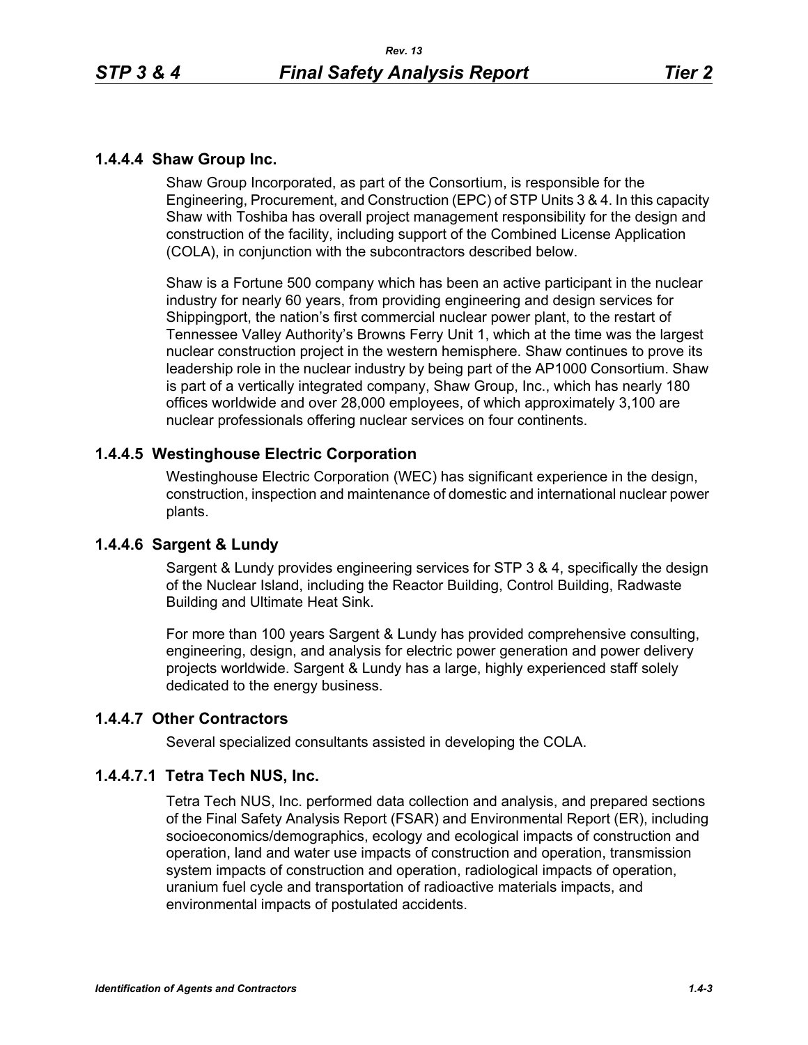### 1.4.4.4 Shaw Group Inc.

Shaw Group Incorporated, as part of the Consortium, is responsible for the Engineering, Procurement, and Construction (EPC) of STP Units 3 & 4. In this capacity Shaw with Toshiba has overall project management responsibility for the design and construction of the facility, including support of the Combined License Application (COLA), in conjunction with the subcontractors described below.

Shaw is a Fortune 500 company which has been an active participant in the nuclear industry for nearly 60 years, from providing engineering and design services for Shippingport, the nation's first commercial nuclear power plant, to the restart of Tennessee Valley Authority's Browns Ferry Unit 1, which at the time was the largest nuclear construction project in the western hemisphere. Shaw continues to prove its leadership role in the nuclear industry by being part of the AP1000 Consortium. Shaw is part of a vertically integrated company, Shaw Group, Inc., which has nearly 180 offices worldwide and over 28,000 employees, of which approximately 3,100 are nuclear professionals offering nuclear services on four continents.

### 1.4.4.5 Westinghouse Electric Corporation

Westinghouse Electric Corporation (WEC) has significant experience in the design, construction, inspection and maintenance of domestic and international nuclear power plants.

### 1.4.4.6 Sargent & Lundy

Sargent & Lundy provides engineering services for STP 3 & 4, specifically the design of the Nuclear Island, including the Reactor Building, Control Building, Radwaste Building and Ultimate Heat Sink.

For more than 100 years Sargent & Lundy has provided comprehensive consulting, engineering, design, and analysis for electric power generation and power delivery projects worldwide. Sargent & Lundy has a large, highly experienced staff solely dedicated to the energy business.

### 1.4.4.7 Other Contractors

Several specialized consultants assisted in developing the COLA.

#### 1.4.4.7.1 Tetra Tech NUS, Inc.

Tetra Tech NUS, Inc. performed data collection and analysis, and prepared sections of the Final Safety Analysis Report (FSAR) and Environmental Report (ER), including socioeconomics/demographics, ecology and ecological impacts of construction and operation, land and water use impacts of construction and operation, transmission system impacts of construction and operation, radiological impacts of operation, uranium fuel cycle and transportation of radioactive materials impacts, and environmental impacts of postulated accidents.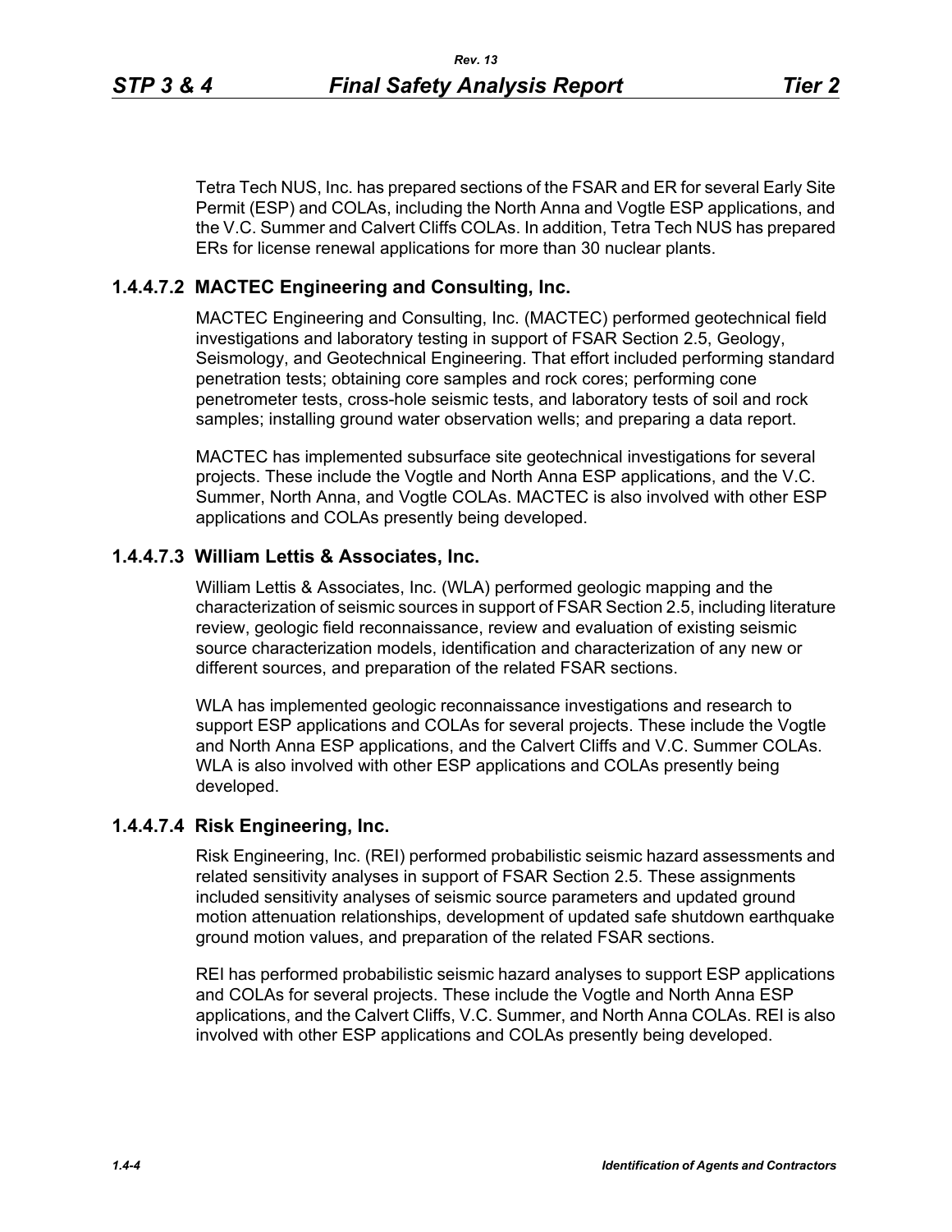Tetra Tech NUS, Inc. has prepared sections of the FSAR and ER for several Early Site Permit (ESP) and COLAs, including the North Anna and Vogtle ESP applications, and the V.C. Summer and Calvert Cliffs COLAs. In addition, Tetra Tech NUS has prepared ERs for license renewal applications for more than 30 nuclear plants.

#### 1.4.4.7.2 MACTEC Engineering and Consulting, Inc.

MACTEC Engineering and Consulting, Inc. (MACTEC) performed geotechnical field investigations and laboratory testing in support of FSAR Section 2.5, Geology, Seismology, and Geotechnical Engineering. That effort included performing standard penetration tests; obtaining core samples and rock cores; performing cone penetrometer tests, cross-hole seismic tests, and laboratory tests of soil and rock samples; installing ground water observation wells; and preparing a data report.

MACTEC has implemented subsurface site geotechnical investigations for several projects. These include the Vogtle and North Anna ESP applications, and the V.C. Summer, North Anna, and Vogtle COLAs. MACTEC is also involved with other ESP applications and COLAs presently being developed.

#### 1.4.4.7.3 William Lettis & Associates, Inc.

William Lettis & Associates, Inc. (WLA) performed geologic mapping and the characterization of seismic sources in support of FSAR Section 2.5, including literature review, geologic field reconnaissance, review and evaluation of existing seismic source characterization models, identification and characterization of any new or different sources, and preparation of the related FSAR sections.

WLA has implemented geologic reconnaissance investigations and research to support ESP applications and COLAs for several projects. These include the Vogtle and North Anna ESP applications, and the Calvert Cliffs and V.C. Summer COLAs. WLA is also involved with other ESP applications and COLAs presently being developed.

#### 1.4.4.7.4 Risk Engineering, Inc.

Risk Engineering, Inc. (REI) performed probabilistic seismic hazard assessments and related sensitivity analyses in support of FSAR Section 2.5. These assignments included sensitivity analyses of seismic source parameters and updated ground motion attenuation relationships, development of updated safe shutdown earthquake ground motion values, and preparation of the related FSAR sections.

REI has performed probabilistic seismic hazard analyses to support ESP applications and COLAs for several projects. These include the Vogtle and North Anna ESP applications, and the Calvert Cliffs, V.C. Summer, and North Anna COLAs. REI is also involved with other ESP applications and COLAs presently being developed.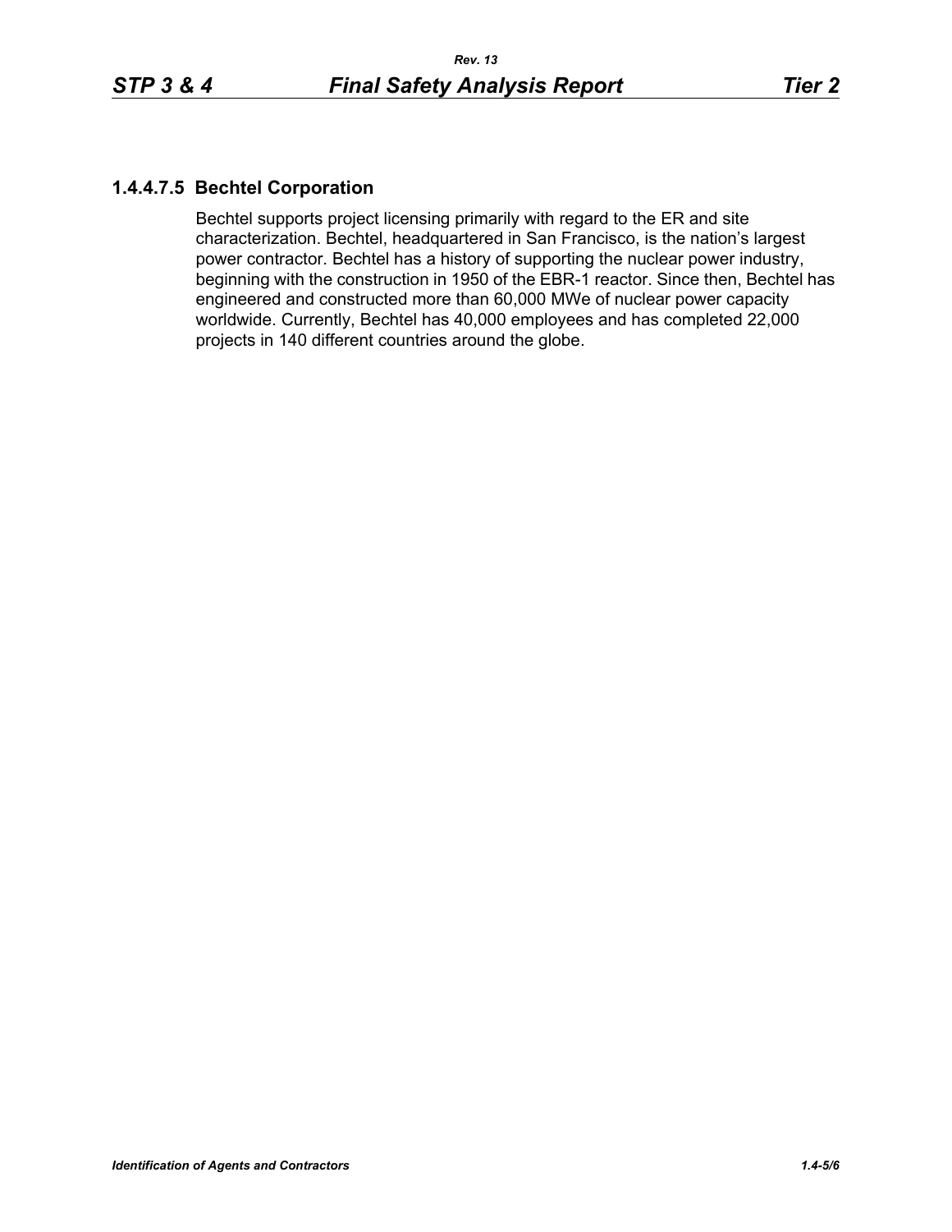#### 1.4.4.7.5 Bechtel Corporation

Bechtel supports project licensing primarily with regard to the ER and site characterization. Bechtel, headquartered in San Francisco, is the nation's largest power contractor. Bechtel has a history of supporting the nuclear power industry, beginning with the construction in 1950 of the EBR-1 reactor. Since then, Bechtel has engineered and constructed more than 60,000 MWe of nuclear power capacity worldwide. Currently, Bechtel has 40,000 employees and has completed 22,000 projects in 140 different countries around the globe.